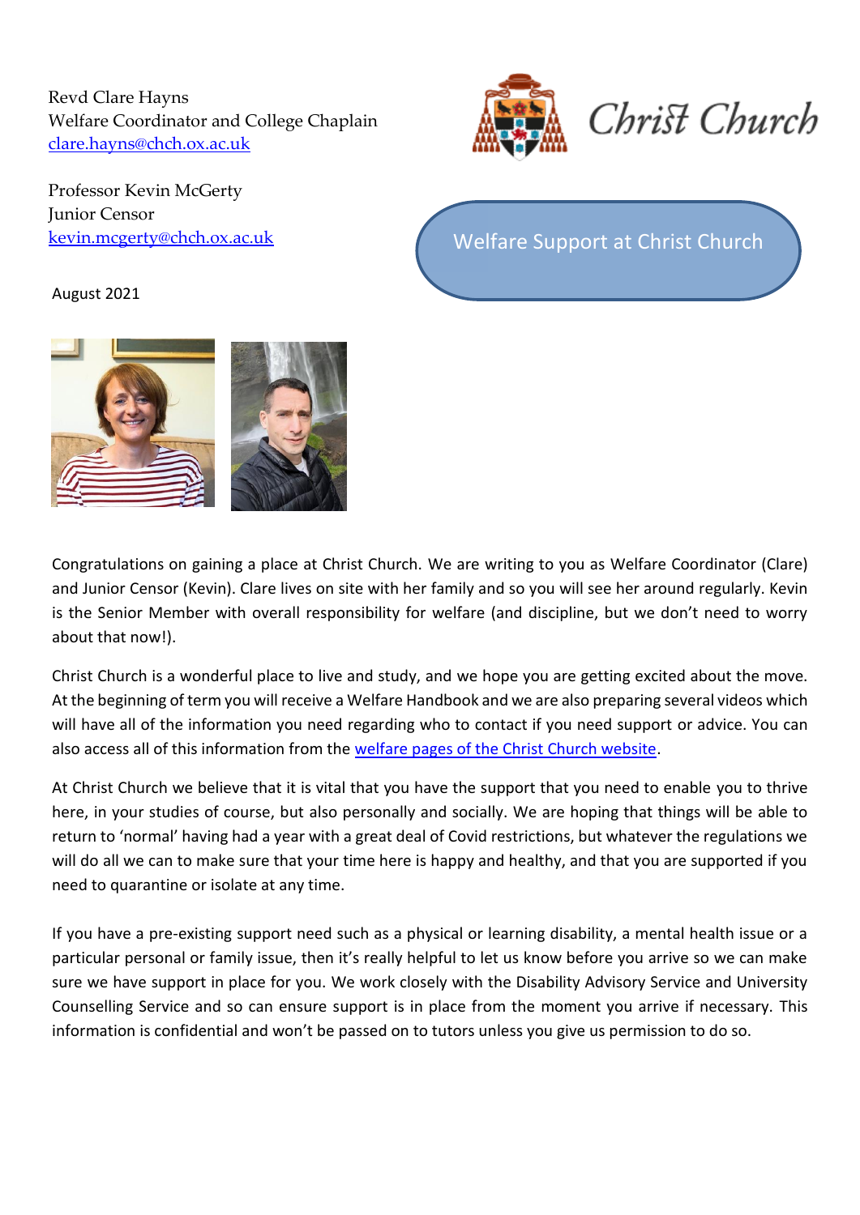Revd Clare Hayns
Welfare Coordinator and College Chaplain
[clare.hayns@chch.ox.ac.uk](mailto:clare.hayns@chch.ox.ac.uk)

Professor Kevin McGerty
Junior Censor
[kevin.mcgerty@chch.ox.ac.uk](mailto:kevin.mcgerty@chch.ox.ac.uk)

August 2021

Christ Church

# Welfare Support at Christ Church

Congratulations on gaining a place at Christ Church. We are writing to you as Welfare Coordinator (Clare) and Junior Censor (Kevin). Clare lives on site with her family and so you will see her around regularly. Kevin is the Senior Member with overall responsibility for welfare (and discipline, but we don't need to worry about that now!).

Christ Church is a wonderful place to live and study, and we hope you are getting excited about the move. At the beginning of term you will receive a Welfare Handbook and we are also preparing several videos which will have all of the information you need regarding who to contact if you need support or advice. You can also access all of this information from the welfare pages of the Christ Church website.

At Christ Church we believe that it is vital that you have the support that you need to enable you to thrive here, in your studies of course, but also personally and socially. We are hoping that things will be able to return to 'normal' having had a year with a great deal of Covid restrictions, but whatever the regulations we will do all we can to make sure that your time here is happy and healthy, and that you are supported if you need to quarantine or isolate at any time.

If you have a pre-existing support need such as a physical or learning disability, a mental health issue or a particular personal or family issue, then it's really helpful to let us know before you arrive so we can make sure we have support in place for you. We work closely with the Disability Advisory Service and University Counselling Service and so can ensure support is in place from the moment you arrive if necessary. This information is confidential and won't be passed on to tutors unless you give us permission to do so.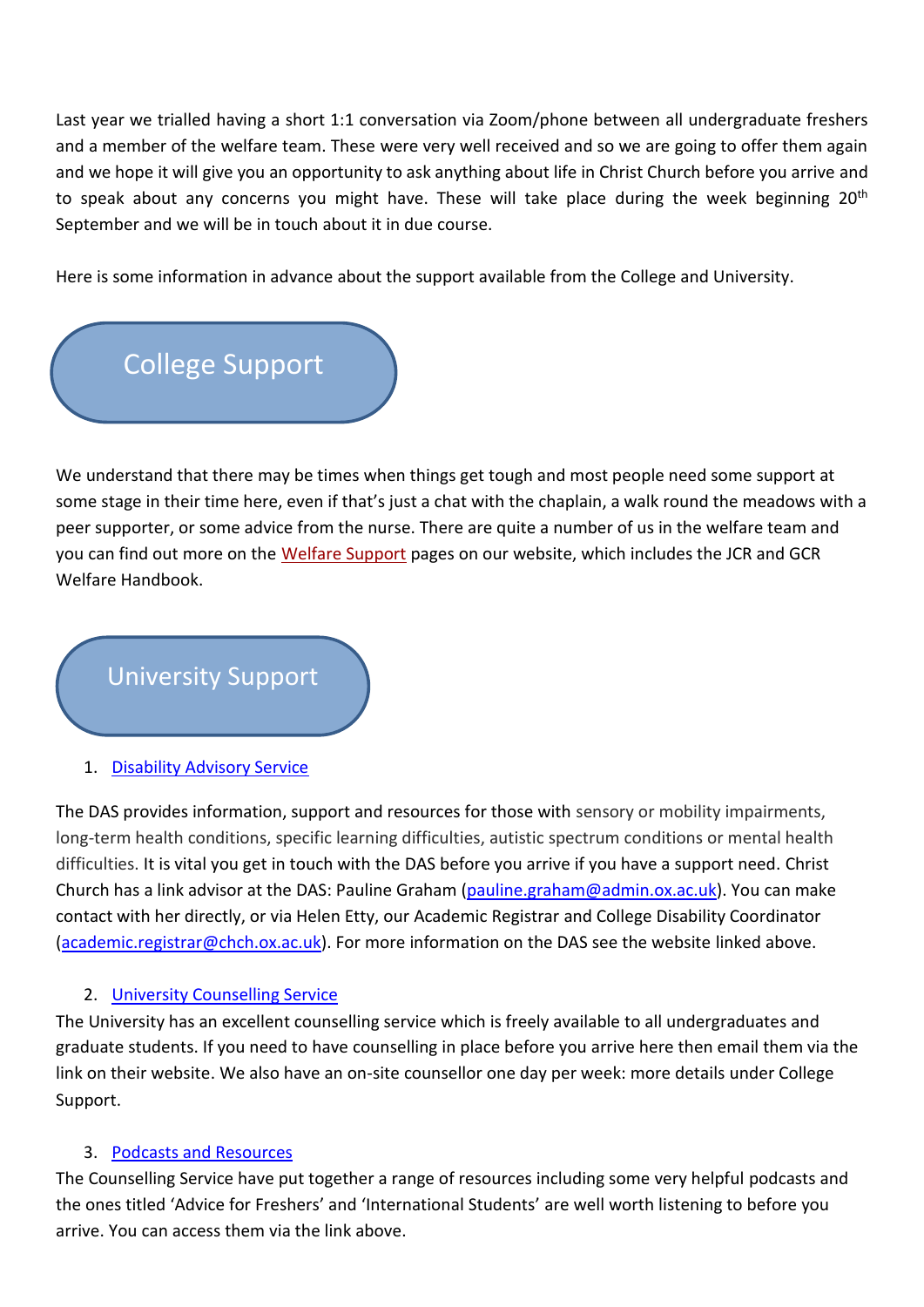Last year we trialled having a short 1:1 conversation via Zoom/phone between all undergraduate freshers and a member of the welfare team. These were very well received and so we are going to offer them again and we hope it will give you an opportunity to ask anything about life in Christ Church before you arrive and to speak about any concerns you might have. These will take place during the week beginning 20th September and we will be in touch about it in due course.

Here is some information in advance about the support available from the College and University.

## College Support

We understand that there may be times when things get tough and most people need some support at some stage in their time here, even if that's just a chat with the chaplain, a walk round the meadows with a peer supporter, or some advice from the nurse. There are quite a number of us in the welfare team and you can find out more on the Welfare Support pages on our website, which includes the JCR and GCR Welfare Handbook.

## University Support

1. Disability Advisory Service

The DAS provides information, support and resources for those with sensory or mobility impairments, long-term health conditions, specific learning difficulties, autistic spectrum conditions or mental health difficulties. It is vital you get in touch with the DAS before you arrive if you have a support need. Christ Church has a link advisor at the DAS: Pauline Graham (pauline.graham@admin.ox.ac.uk). You can make contact with her directly, or via Helen Etty, our Academic Registrar and College Disability Coordinator (academic.registrar@chch.ox.ac.uk). For more information on the DAS see the website linked above.

2. University Counselling Service

The University has an excellent counselling service which is freely available to all undergraduates and graduate students. If you need to have counselling in place before you arrive here then email them via the link on their website. We also have an on-site counsellor one day per week: more details under College Support.

3. Podcasts and Resources

The Counselling Service have put together a range of resources including some very helpful podcasts and the ones titled 'Advice for Freshers' and 'International Students' are well worth listening to before you arrive. You can access them via the link above.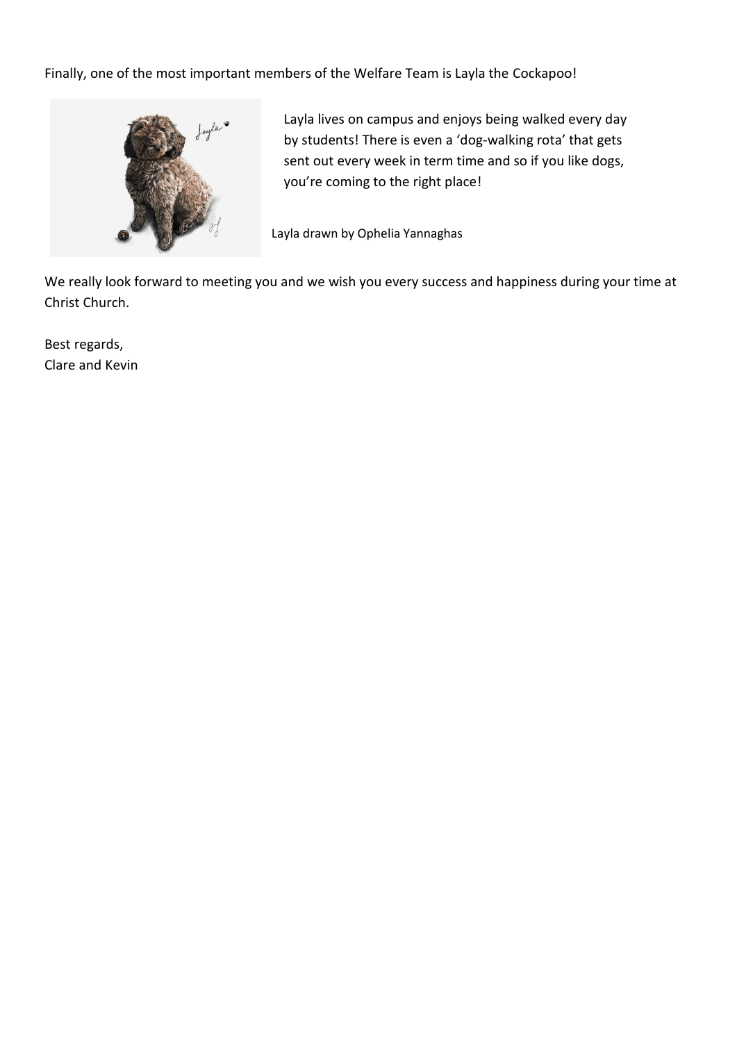Finally, one of the most important members of the Welfare Team is Layla the Cockapoo!

Layla lives on campus and enjoys being walked every day by students! There is even a 'dog-walking rota' that gets sent out every week in term time and so if you like dogs, you're coming to the right place!

Layla drawn by Ophelia Yannaghas

We really look forward to meeting you and we wish you every success and happiness during your time at Christ Church.

Best regards,
Clare and Kevin